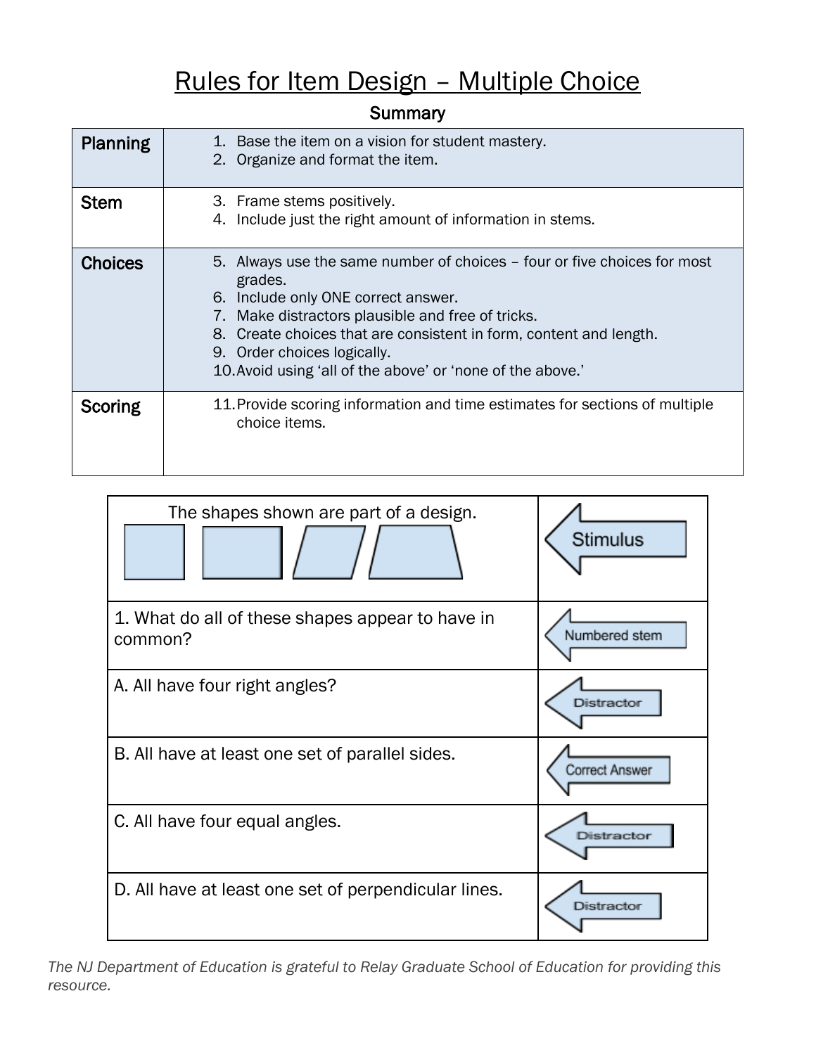# Rules for Item Design – Multiple Choice

## Summary

| | |
|---|---|
| **Planning** | 1. Base the item on a vision for student mastery.<br>2. Organize and format the item. |
| **Stem** | 3. Frame stems positively.<br>4. Include just the right amount of information in stems. |
| **Choices** | 5. Always use the same number of choices – four or five choices for most grades.<br>6. Include only ONE correct answer.<br>7. Make distractors plausible and free of tricks.<br>8. Create choices that are consistent in form, content and length.<br>9. Order choices logically.<br>10. Avoid using 'all of the above' or 'none of the above.' |
| **Scoring** | 11. Provide scoring information and time estimates for sections of multiple choice items. |

| | |
|---|---|
| The shapes shown are part of a design. | Stimulus |
| 1. What do all of these shapes appear to have in common? | Numbered stem |
| A. All have four right angles? | Distractor |
| B. All have at least one set of parallel sides. | Correct Answer |
| C. All have four equal angles. | Distractor |
| D. All have at least one set of perpendicular lines. | Distractor |

*The NJ Department of Education is grateful to Relay Graduate School of Education for providing this resource.*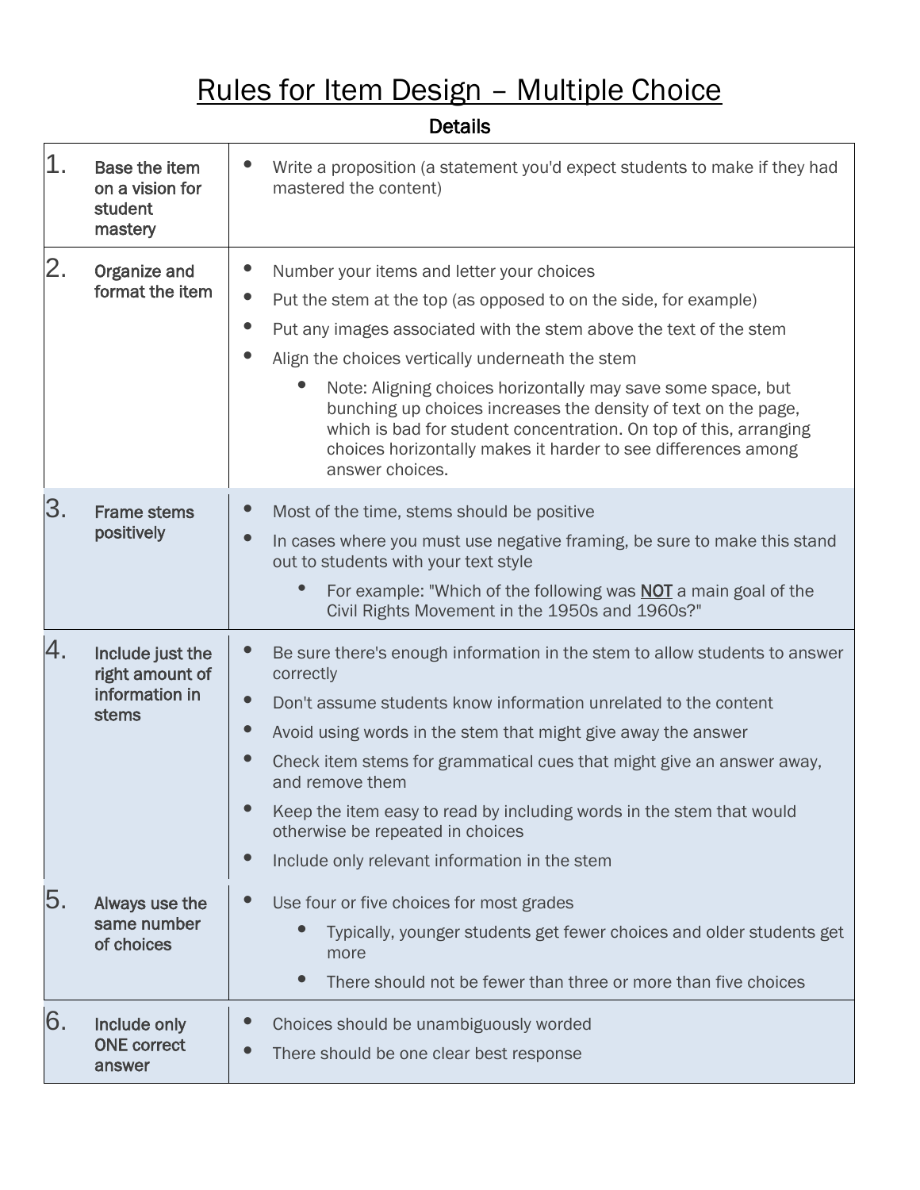# Rules for Item Design – Multiple Choice

| | | Details |
|---|---|---|
| 1. | Base the item on a vision for student mastery | • Write a proposition (a statement you'd expect students to make if they had mastered the content) |
| 2. | Organize and format the item | • Number your items and letter your choices<br>• Put the stem at the top (as opposed to on the side, for example)<br>• Put any images associated with the stem above the text of the stem<br>• Align the choices vertically underneath the stem<br>&nbsp;&nbsp;&nbsp;&nbsp;• Note: Aligning choices horizontally may save some space, but bunching up choices increases the density of text on the page, which is bad for student concentration. On top of this, arranging choices horizontally makes it harder to see differences among answer choices. |
| 3. | Frame stems positively | • Most of the time, stems should be positive<br>• In cases where you must use negative framing, be sure to make this stand out to students with your text style<br>&nbsp;&nbsp;&nbsp;&nbsp;• For example: "Which of the following was **NOT** a main goal of the Civil Rights Movement in the 1950s and 1960s?" |
| 4. | Include just the right amount of information in stems | • Be sure there's enough information in the stem to allow students to answer correctly<br>• Don't assume students know information unrelated to the content<br>• Avoid using words in the stem that might give away the answer<br>• Check item stems for grammatical cues that might give an answer away, and remove them<br>• Keep the item easy to read by including words in the stem that would otherwise be repeated in choices<br>• Include only relevant information in the stem |
| 5. | Always use the same number of choices | • Use four or five choices for most grades<br>&nbsp;&nbsp;&nbsp;&nbsp;• Typically, younger students get fewer choices and older students get more<br>&nbsp;&nbsp;&nbsp;&nbsp;• There should not be fewer than three or more than five choices |
| 6. | Include only ONE correct answer | • Choices should be unambiguously worded<br>• There should be one clear best response |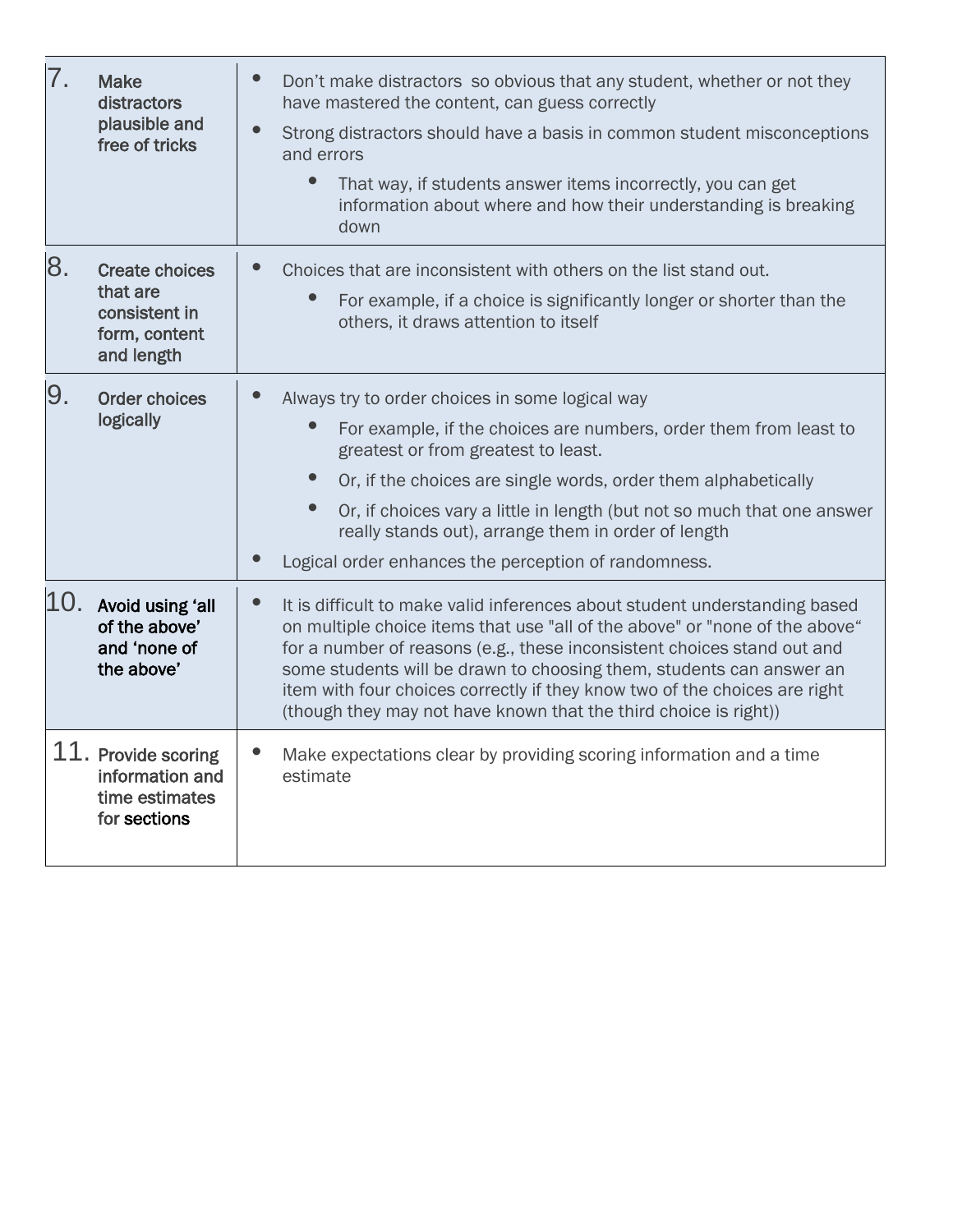| | | |
|---|---|---|
| 7. | **Make distractors plausible and free of tricks** | • Don't make distractors so obvious that any student, whether or not they have mastered the content, can guess correctly<br>• Strong distractors should have a basis in common student misconceptions and errors<br>&nbsp;&nbsp;&nbsp;&nbsp;• That way, if students answer items incorrectly, you can get information about where and how their understanding is breaking down |
| 8. | **Create choices that are consistent in form, content and length** | • Choices that are inconsistent with others on the list stand out.<br>&nbsp;&nbsp;&nbsp;&nbsp;• For example, if a choice is significantly longer or shorter than the others, it draws attention to itself |
| 9. | **Order choices logically** | • Always try to order choices in some logical way<br>&nbsp;&nbsp;&nbsp;&nbsp;• For example, if the choices are numbers, order them from least to greatest or from greatest to least.<br>&nbsp;&nbsp;&nbsp;&nbsp;• Or, if the choices are single words, order them alphabetically<br>&nbsp;&nbsp;&nbsp;&nbsp;• Or, if choices vary a little in length (but not so much that one answer really stands out), arrange them in order of length<br>• Logical order enhances the perception of randomness. |
| 10. | **Avoid using 'all of the above' and 'none of the above'** | • It is difficult to make valid inferences about student understanding based on multiple choice items that use "all of the above" or "none of the above" for a number of reasons (e.g., these inconsistent choices stand out and some students will be drawn to choosing them, students can answer an item with four choices correctly if they know two of the choices are right (though they may not have known that the third choice is right)) |
| 11. | **Provide scoring information and time estimates for sections** | • Make expectations clear by providing scoring information and a time estimate |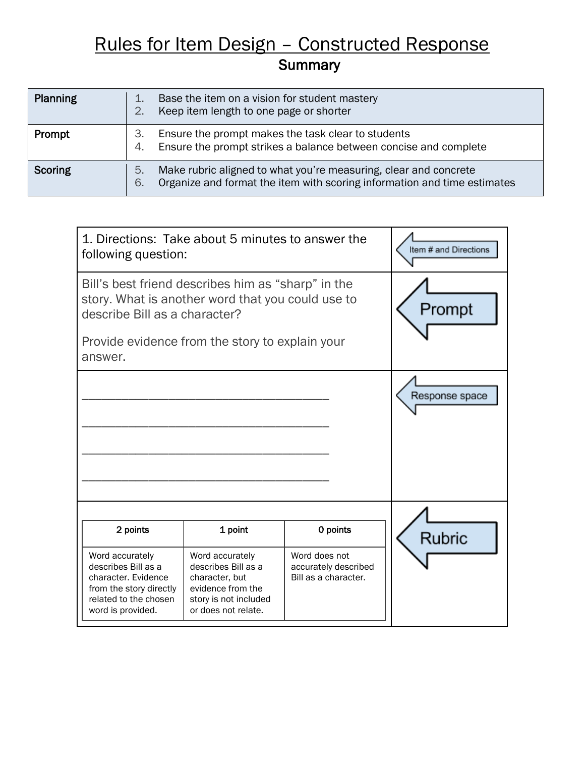# Rules for Item Design – Constructed Response

## Summary

| | |
|---|---|
| **Planning** | 1. Base the item on a vision for student mastery<br>2. Keep item length to one page or shorter |
| **Prompt** | 3. Ensure the prompt makes the task clear to students<br>4. Ensure the prompt strikes a balance between concise and complete |
| **Scoring** | 5. Make rubric aligned to what you're measuring, clear and concrete<br>6. Organize and format the item with scoring information and time estimates |

| | |
|---|---|
| 1. Directions: Take about 5 minutes to answer the following question: | Item # and Directions |
| Bill's best friend describes him as "sharp" in the story. What is another word that you could use to describe Bill as a character?<br><br>Provide evidence from the story to explain your answer. | Prompt |
| \_\_\_\_\_\_\_\_\_\_\_\_\_\_\_\_\_\_\_\_\_\_\_\_\_\_\_\_\_\_\_\_\_\_\_\_\_\_<br>\_\_\_\_\_\_\_\_\_\_\_\_\_\_\_\_\_\_\_\_\_\_\_\_\_\_\_\_\_\_\_\_\_\_\_\_\_\_<br>\_\_\_\_\_\_\_\_\_\_\_\_\_\_\_\_\_\_\_\_\_\_\_\_\_\_\_\_\_\_\_\_\_\_\_\_\_\_<br>\_\_\_\_\_\_\_\_\_\_\_\_\_\_\_\_\_\_\_\_\_\_\_\_\_\_\_\_\_\_\_\_\_\_\_\_\_\_ | Response space |
| (see rubric below) | Rubric |

| 2 points | 1 point | 0 points |
|---|---|---|
| Word accurately describes Bill as a character. Evidence from the story directly related to the chosen word is provided. | Word accurately describes Bill as a character, but evidence from the story is not included or does not relate. | Word does not accurately described Bill as a character. |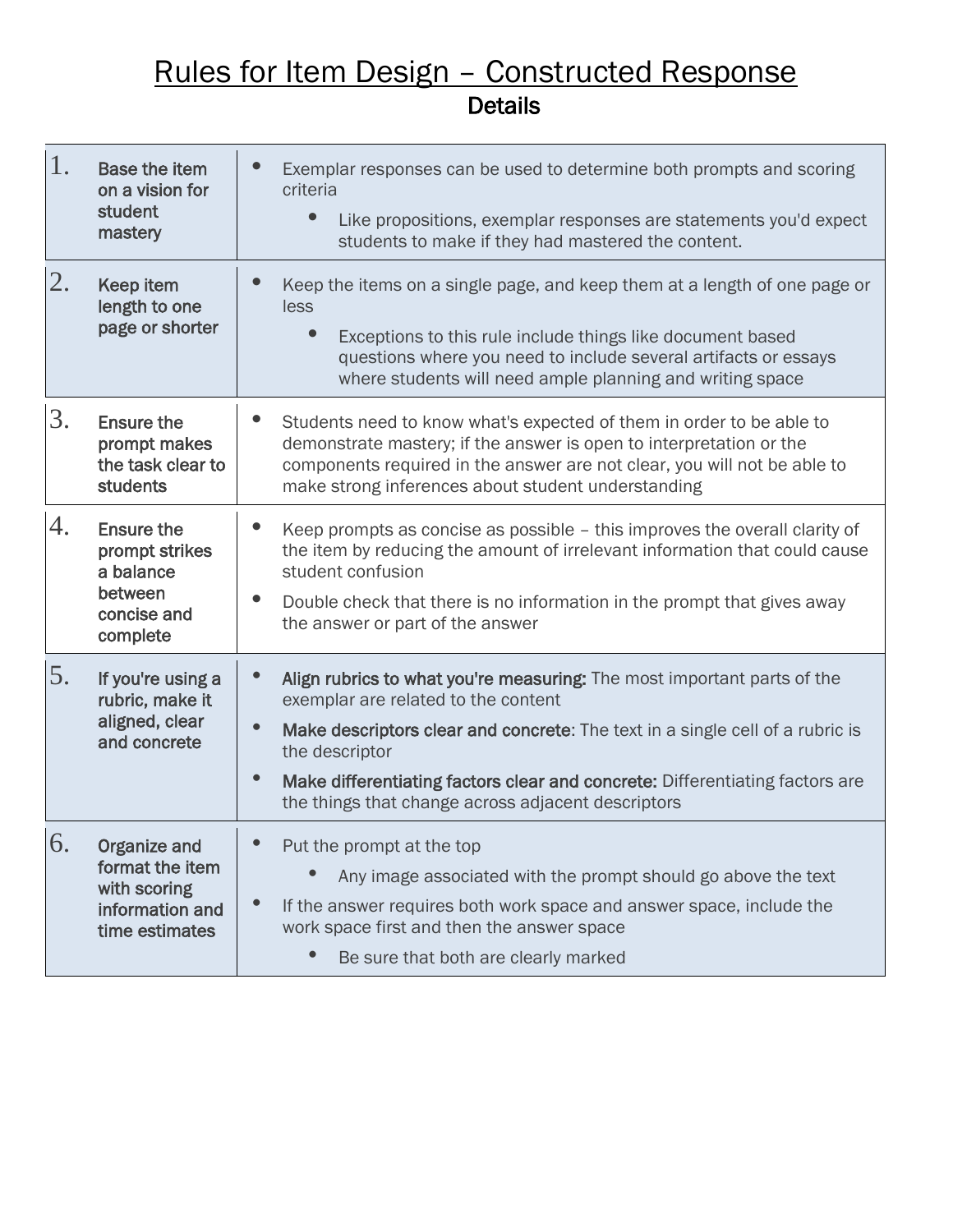# Rules for Item Design – Constructed Response

## Details

| | | |
|---|---|---|
| 1. | Base the item on a vision for student mastery | • Exemplar responses can be used to determine both prompts and scoring criteria<br>  • Like propositions, exemplar responses are statements you'd expect students to make if they had mastered the content. |
| 2. | Keep item length to one page or shorter | • Keep the items on a single page, and keep them at a length of one page or less<br>  • Exceptions to this rule include things like document based questions where you need to include several artifacts or essays where students will need ample planning and writing space |
| 3. | Ensure the prompt makes the task clear to students | • Students need to know what's expected of them in order to be able to demonstrate mastery; if the answer is open to interpretation or the components required in the answer are not clear, you will not be able to make strong inferences about student understanding |
| 4. | Ensure the prompt strikes a balance between concise and complete | • Keep prompts as concise as possible – this improves the overall clarity of the item by reducing the amount of irrelevant information that could cause student confusion<br>• Double check that there is no information in the prompt that gives away the answer or part of the answer |
| 5. | If you're using a rubric, make it aligned, clear and concrete | • **Align rubrics to what you're measuring:** The most important parts of the exemplar are related to the content<br>• **Make descriptors clear and concrete**: The text in a single cell of a rubric is the descriptor<br>• **Make differentiating factors clear and concrete:** Differentiating factors are the things that change across adjacent descriptors |
| 6. | Organize and format the item with scoring information and time estimates | • Put the prompt at the top<br>  • Any image associated with the prompt should go above the text<br>• If the answer requires both work space and answer space, include the work space first and then the answer space<br>  • Be sure that both are clearly marked |